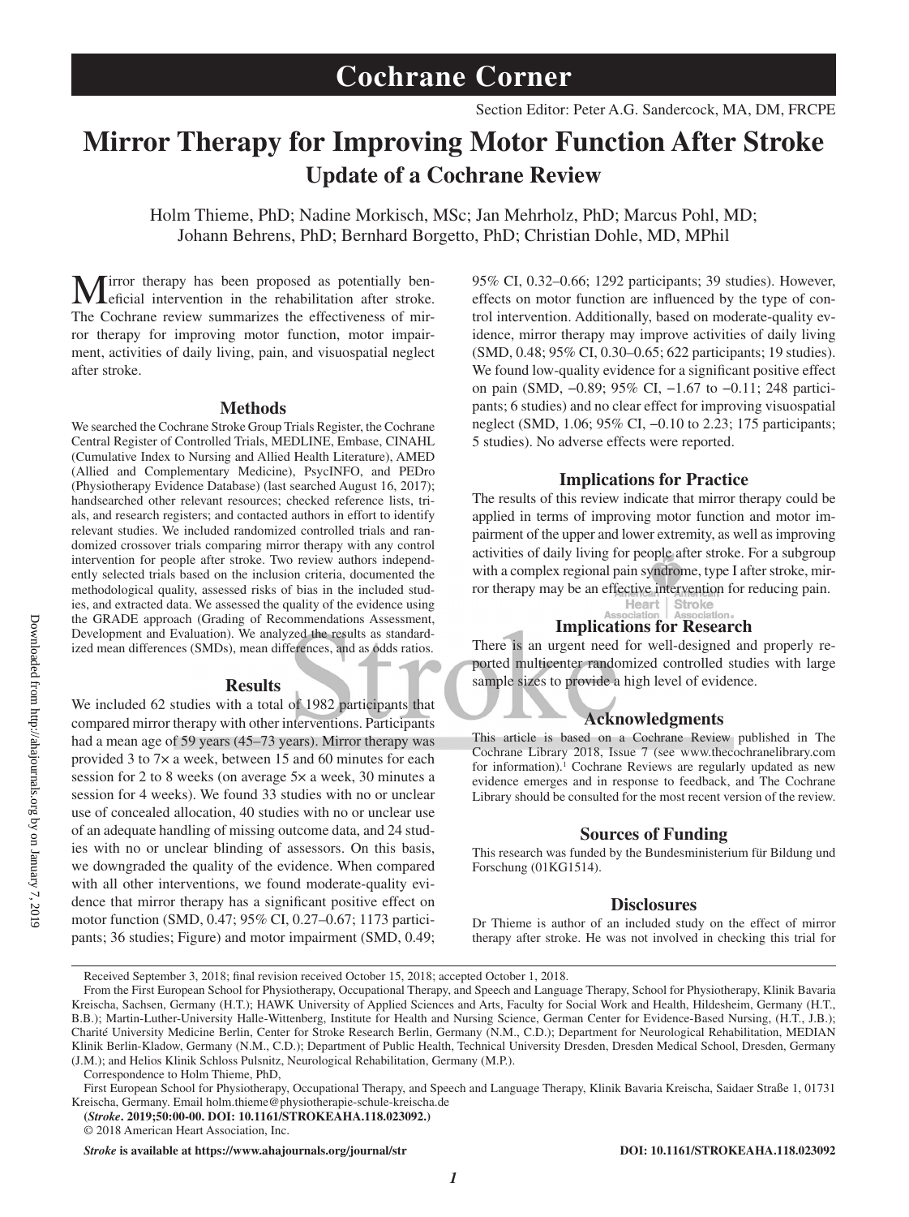# Mirror Therapy for Improving Motor Function After Stroke

## Update of a Cochrane Review

Holm Thieme, PhD; Nadine Morkisch, MSc; Jan Mehrholz, PhD; Marcus Pohl, MD; Johann Behrens, PhD; Bernhard Borgetto, PhD; Christian Dohle, MD, MPhil

Mirror therapy has been proposed as potentially beneficial intervention in the rehabilitation after stroke. The Cochrane review summarizes the effectiveness of mirror therapy for improving motor function, motor impairment, activities of daily living, pain, and visuospatial neglect after stroke.

### Methods

We searched the Cochrane Stroke Group Trials Register, the Cochrane Central Register of Controlled Trials, MEDLINE, Embase, CINAHL (Cumulative Index to Nursing and Allied Health Literature), AMED (Allied and Complementary Medicine), PsycINFO, and PEDro (Physiotherapy Evidence Database) (last searched August 16, 2017); handsearched other relevant resources; checked reference lists, trials, and research registers; and contacted authors in effort to identify relevant studies. We included randomized controlled trials and randomized crossover trials comparing mirror therapy with any control intervention for people after stroke. Two review authors independently selected trials based on the inclusion criteria, documented the methodological quality, assessed risks of bias in the included studies, and extracted data. We assessed the quality of the evidence using the GRADE approach (Grading of Recommendations Assessment, Development and Evaluation). We analyzed the results as standardized mean differences (SMDs), mean differences, and as odds ratios.

### Results

We included 62 studies with a total of 1982 participants that compared mirror therapy with other interventions. Participants had a mean age of 59 years (45–73 years). Mirror therapy was provided 3 to 7× a week, between 15 and 60 minutes for each session for 2 to 8 weeks (on average 5× a week, 30 minutes a session for 4 weeks). We found 33 studies with no or unclear use of concealed allocation, 40 studies with no or unclear use of an adequate handling of missing outcome data, and 24 studies with no or unclear blinding of assessors. On this basis, we downgraded the quality of the evidence. When compared with all other interventions, we found moderate-quality evidence that mirror therapy has a significant positive effect on motor function (SMD, 0.47; 95% CI, 0.27–0.67; 1173 participants; 36 studies; Figure) and motor impairment (SMD, 0.49; 95% CI, 0.32–0.66; 1292 participants; 39 studies). However, effects on motor function are influenced by the type of control intervention. Additionally, based on moderate-quality evidence, mirror therapy may improve activities of daily living (SMD, 0.48; 95% CI, 0.30–0.65; 622 participants; 19 studies). We found low-quality evidence for a significant positive effect on pain (SMD, −0.89; 95% CI, −1.67 to −0.11; 248 participants; 6 studies) and no clear effect for improving visuospatial neglect (SMD, 1.06; 95% CI, −0.10 to 2.23; 175 participants; 5 studies). No adverse effects were reported.

### Implications for Practice

The results of this review indicate that mirror therapy could be applied in terms of improving motor function and motor impairment of the upper and lower extremity, as well as improving activities of daily living for people after stroke. For a subgroup with a complex regional pain syndrome, type I after stroke, mirror therapy may be an effective intervention for reducing pain.

### Implications for Research

There is an urgent need for well-designed and properly reported multicenter randomized controlled studies with large sample sizes to provide a high level of evidence.

### Acknowledgments

This article is based on a Cochrane Review published in The Cochrane Library 2018, Issue 7 (see www.thecochranelibrary.com for information).[1] Cochrane Reviews are regularly updated as new evidence emerges and in response to feedback, and The Cochrane Library should be consulted for the most recent version of the review.

### Sources of Funding

This research was funded by the Bundesministerium für Bildung und Forschung (01KG1514).

### Disclosures

Dr Thieme is author of an included study on the effect of mirror therapy after stroke. He was not involved in checking this trial for

---

Received September 3, 2018; final revision received October 15, 2018; accepted October 1, 2018.

From the First European School for Physiotherapy, Occupational Therapy, and Speech and Language Therapy, School for Physiotherapy, Klinik Bavaria Kreischa, Sachsen, Germany (H.T.); HAWK University of Applied Sciences and Arts, Faculty for Social Work and Health, Hildesheim, Germany (H.T., B.B.); Martin-Luther-University Halle-Wittenberg, Institute for Health and Nursing Science, German Center for Evidence-Based Nursing, (H.T., J.B.); Charité University Medicine Berlin, Center for Stroke Research Berlin, Germany (N.M., C.D.); Department for Neurological Rehabilitation, MEDIAN Klinik Berlin-Kladow, Germany (N.M., C.D.); Department of Public Health, Technical University Dresden, Dresden Medical School, Dresden, Germany (J.M.); and Helios Klinik Schloss Pulsnitz, Neurological Rehabilitation, Germany (M.P.).

Correspondence to Holm Thieme, PhD,

First European School for Physiotherapy, Occupational Therapy, and Speech and Language Therapy, Klinik Bavaria Kreischa, Saidaer Straße 1, 01731 Kreischa, Germany. Email holm.thieme@physiotherapie-schule-kreischa.de

(*Stroke*. 2019;50:00-00. DOI: 10.1161/STROKEAHA.118.023092.)

© 2018 American Heart Association, Inc.

*Stroke* is available at https://www.ahajournals.org/journal/str

DOI: 10.1161/STROKEAHA.118.023092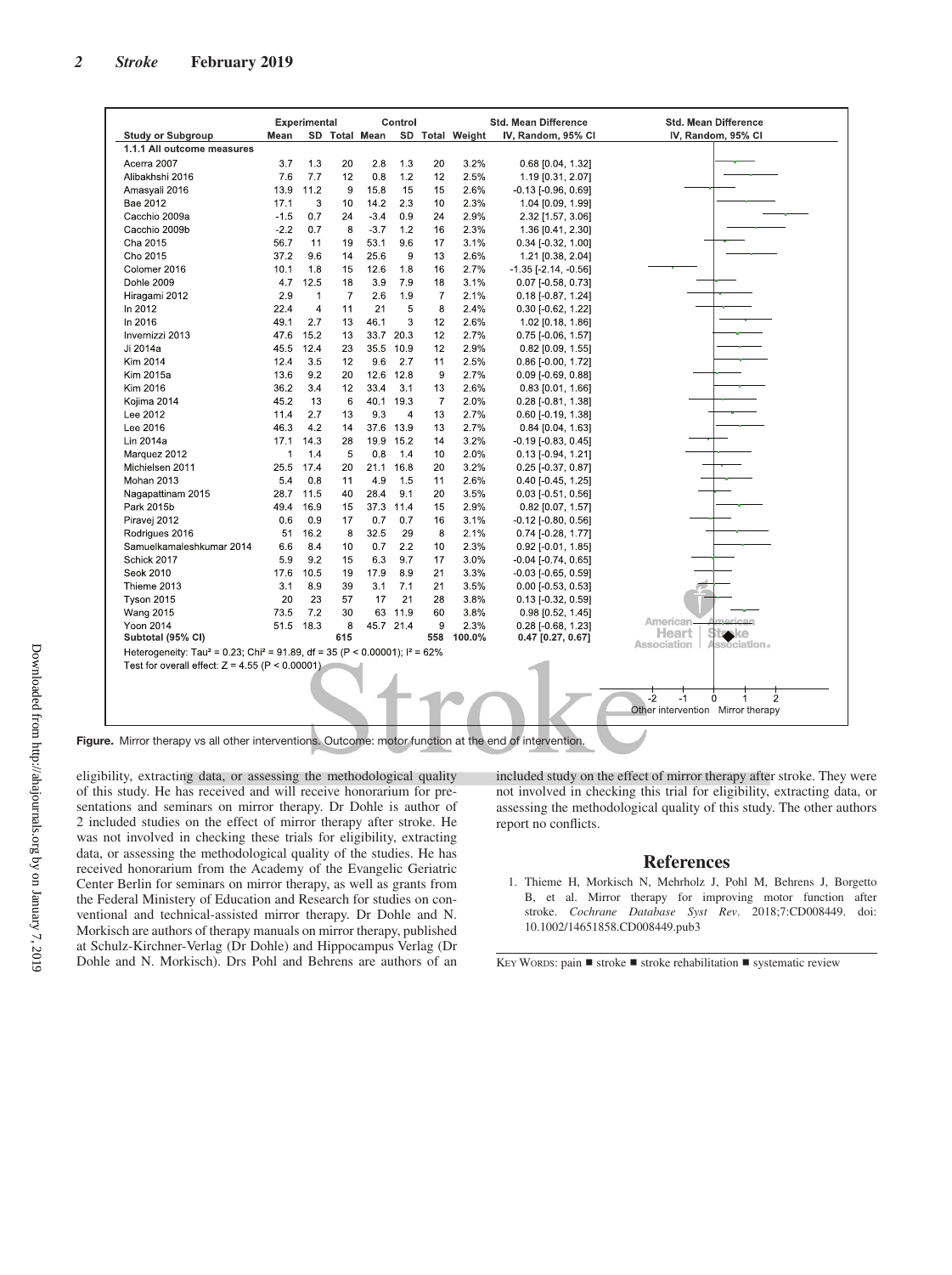| Study or Subgroup | Experimental Mean | Experimental SD | Experimental Total | Control Mean | Control SD | Control Total | Weight | Std. Mean Difference IV, Random, 95% CI |
|---|---|---|---|---|---|---|---|---|
| **1.1.1 All outcome measures** | | | | | | | | |
| Acerra 2007 | 3.7 | 1.3 | 20 | 2.8 | 1.3 | 20 | 3.2% | 0.68 [0.04, 1.32] |
| Alibakhshi 2016 | 7.6 | 7.7 | 12 | 0.8 | 1.2 | 12 | 2.5% | 1.19 [0.31, 2.07] |
| Amasyali 2016 | 13.9 | 11.2 | 9 | 15.8 | 15 | 15 | 2.6% | -0.13 [-0.96, 0.69] |
| Bae 2012 | 17.1 | 3 | 10 | 14.2 | 2.3 | 10 | 2.3% | 1.04 [0.09, 1.99] |
| Cacchio 2009a | -1.5 | 0.7 | 24 | -3.4 | 0.9 | 24 | 2.9% | 2.32 [1.57, 3.06] |
| Cacchio 2009b | -2.2 | 0.7 | 8 | -3.7 | 1.2 | 16 | 2.3% | 1.36 [0.41, 2.30] |
| Cha 2015 | 56.7 | 11 | 19 | 53.1 | 9.6 | 17 | 3.1% | 0.34 [-0.32, 1.00] |
| Cho 2015 | 37.2 | 9.6 | 14 | 25.6 | 9 | 13 | 2.6% | 1.21 [0.38, 2.04] |
| Colomer 2016 | 10.1 | 1.8 | 15 | 12.6 | 1.8 | 16 | 2.7% | -1.35 [-2.14, -0.56] |
| Dohle 2009 | 4.7 | 12.5 | 18 | 3.9 | 7.9 | 18 | 3.1% | 0.07 [-0.58, 0.73] |
| Hiragami 2012 | 2.9 | 1 | 7 | 2.6 | 1.9 | 7 | 2.1% | 0.18 [-0.87, 1.24] |
| In 2012 | 22.4 | 4 | 11 | 21 | 5 | 8 | 2.4% | 0.30 [-0.62, 1.22] |
| In 2016 | 49.1 | 2.7 | 13 | 46.1 | 3 | 12 | 2.6% | 1.02 [0.18, 1.86] |
| Invernizzi 2013 | 47.6 | 15.2 | 13 | 33.7 | 20.3 | 12 | 2.7% | 0.75 [-0.06, 1.57] |
| Ji 2014a | 45.5 | 12.4 | 23 | 35.5 | 10.9 | 12 | 2.9% | 0.82 [0.09, 1.55] |
| Kim 2014 | 12.4 | 3.5 | 12 | 9.6 | 2.7 | 11 | 2.5% | 0.86 [-0.00, 1.72] |
| Kim 2015a | 13.6 | 9.2 | 20 | 12.6 | 12.8 | 9 | 2.7% | 0.09 [-0.69, 0.88] |
| Kim 2016 | 36.2 | 3.4 | 12 | 33.4 | 3.1 | 13 | 2.6% | 0.83 [0.01, 1.66] |
| Kojima 2014 | 45.2 | 13 | 6 | 40.1 | 19.3 | 7 | 2.0% | 0.28 [-0.81, 1.38] |
| Lee 2012 | 11.4 | 2.7 | 13 | 9.3 | 4 | 13 | 2.7% | 0.60 [-0.19, 1.38] |
| Lee 2016 | 46.3 | 4.2 | 14 | 37.6 | 13.9 | 13 | 2.7% | 0.84 [0.04, 1.63] |
| Lin 2014a | 17.1 | 14.3 | 28 | 19.9 | 15.2 | 14 | 3.2% | -0.19 [-0.83, 0.45] |
| Marquez 2012 | 1 | 1.4 | 5 | 0.8 | 1.4 | 10 | 2.0% | 0.13 [-0.94, 1.21] |
| Michielsen 2011 | 25.5 | 17.4 | 20 | 21.1 | 16.8 | 20 | 3.2% | 0.25 [-0.37, 0.87] |
| Mohan 2013 | 5.4 | 0.8 | 11 | 4.9 | 1.5 | 11 | 2.6% | 0.40 [-0.45, 1.25] |
| Nagapattinam 2015 | 28.7 | 11.5 | 40 | 28.4 | 9.1 | 20 | 3.5% | 0.03 [-0.51, 0.56] |
| Park 2015b | 49.4 | 16.9 | 15 | 37.3 | 11.4 | 15 | 2.9% | 0.82 [0.07, 1.57] |
| Piravej 2012 | 0.6 | 0.9 | 17 | 0.7 | 0.7 | 16 | 3.1% | -0.12 [-0.80, 0.56] |
| Rodrigues 2016 | 51 | 16.2 | 8 | 32.5 | 29 | 8 | 2.1% | 0.74 [-0.28, 1.77] |
| Samuelkamaleshkumar 2014 | 6.6 | 8.4 | 10 | 0.7 | 2.2 | 10 | 2.3% | 0.92 [-0.01, 1.85] |
| Schick 2017 | 5.9 | 9.2 | 15 | 6.3 | 9.7 | 17 | 3.0% | -0.04 [-0.74, 0.65] |
| Seok 2010 | 17.6 | 10.5 | 19 | 17.9 | 8.9 | 21 | 3.3% | -0.03 [-0.65, 0.59] |
| Thieme 2013 | 3.1 | 8.9 | 39 | 3.1 | 7.1 | 21 | 3.5% | 0.00 [-0.53, 0.53] |
| Tyson 2015 | 20 | 23 | 57 | 17 | 21 | 28 | 3.8% | 0.13 [-0.32, 0.59] |
| Wang 2015 | 73.5 | 7.2 | 30 | 63 | 11.9 | 60 | 3.8% | 0.98 [0.52, 1.45] |
| Yoon 2014 | 51.5 | 18.3 | 8 | 45.7 | 21.4 | 9 | 2.3% | 0.28 [-0.68, 1.23] |
| **Subtotal (95% CI)** | | | **615** | | | **558** | **100.0%** | **0.47 [0.27, 0.67]** |

Heterogeneity: Tau² = 0.23; Chi² = 91.89, df = 35 (P < 0.00001); I² = 62%

Test for overall effect: Z = 4.55 (P < 0.00001)

Std. Mean Difference IV, Random, 95% CI

-2 -1 0 1 2

Other intervention Mirror therapy

**Figure.** Mirror therapy vs all other interventions. Outcome: motor function at the end of intervention.

eligibility, extracting data, or assessing the methodological quality of this study. He has received and will receive honorarium for presentations and seminars on mirror therapy. Dr Dohle is author of 2 included studies on the effect of mirror therapy after stroke. He was not involved in checking these trials for eligibility, extracting data, or assessing the methodological quality of the studies. He has received honorarium from the Academy of the Evangelic Geriatric Center Berlin for seminars on mirror therapy, as well as grants from the Federal Ministery of Education and Research for studies on conventional and technical-assisted mirror therapy. Dr Dohle and N. Morkisch are authors of therapy manuals on mirror therapy, published at Schulz-Kirchner-Verlag (Dr Dohle) and Hippocampus Verlag (Dr Dohle and N. Morkisch). Drs Pohl and Behrens are authors of an included study on the effect of mirror therapy after stroke. They were not involved in checking this trial for eligibility, extracting data, or assessing the methodological quality of this study. The other authors report no conflicts.

## References

1. Thieme H, Morkisch N, Mehrholz J, Pohl M, Behrens J, Borgetto B, et al. Mirror therapy for improving motor function after stroke. *Cochrane Database Syst Rev*. 2018;7:CD008449. doi: 10.1002/14651858.CD008449.pub3

Key Words: pain ■ stroke ■ stroke rehabilitation ■ systematic review